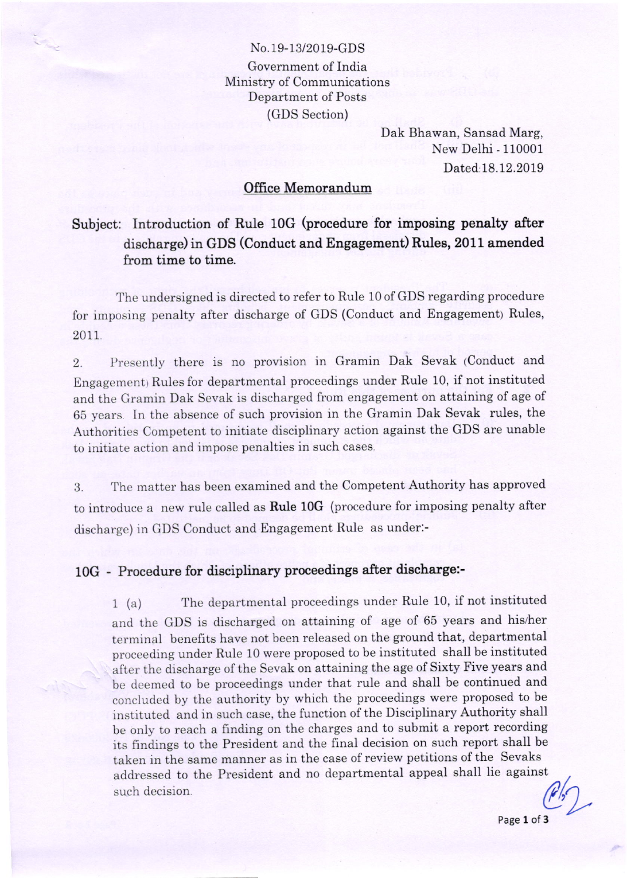No.19-13/2019-GDS

Government of India
Ministry of Communications
Department of Posts
(GDS Section)

Dak Bhawan, Sansad Marg,
New Delhi - 110001
Dated:18.12.2019

## Office Memorandum

**Subject: Introduction of Rule 10G (procedure for imposing penalty after discharge) in GDS (Conduct and Engagement) Rules, 2011 amended from time to time.**

The undersigned is directed to refer to Rule 10 of GDS regarding procedure for imposing penalty after discharge of GDS (Conduct and Engagement) Rules, 2011.

2. Presently there is no provision in Gramin Dak Sevak (Conduct and Engagement) Rules for departmental proceedings under Rule 10, if not instituted and the Gramin Dak Sevak is discharged from engagement on attaining of age of 65 years. In the absence of such provision in the Gramin Dak Sevak rules, the Authorities Competent to initiate disciplinary action against the GDS are unable to initiate action and impose penalties in such cases.

3. The matter has been examined and the Competent Authority has approved to introduce a new rule called as **Rule 10G** (procedure for imposing penalty after discharge) in GDS Conduct and Engagement Rule as under:-

### 10G - Procedure for disciplinary proceedings after discharge:-

1 (a) The departmental proceedings under Rule 10, if not instituted and the GDS is discharged on attaining of age of 65 years and his/her terminal benefits have not been released on the ground that, departmental proceeding under Rule 10 were proposed to be instituted shall be instituted after the discharge of the Sevak on attaining the age of Sixty Five years and be deemed to be proceedings under that rule and shall be continued and concluded by the authority by which the proceedings were proposed to be instituted and in such case, the function of the Disciplinary Authority shall be only to reach a finding on the charges and to submit a report recording its findings to the President and the final decision on such report shall be taken in the same manner as in the case of review petitions of the Sevaks addressed to the President and no departmental appeal shall lie against such decision.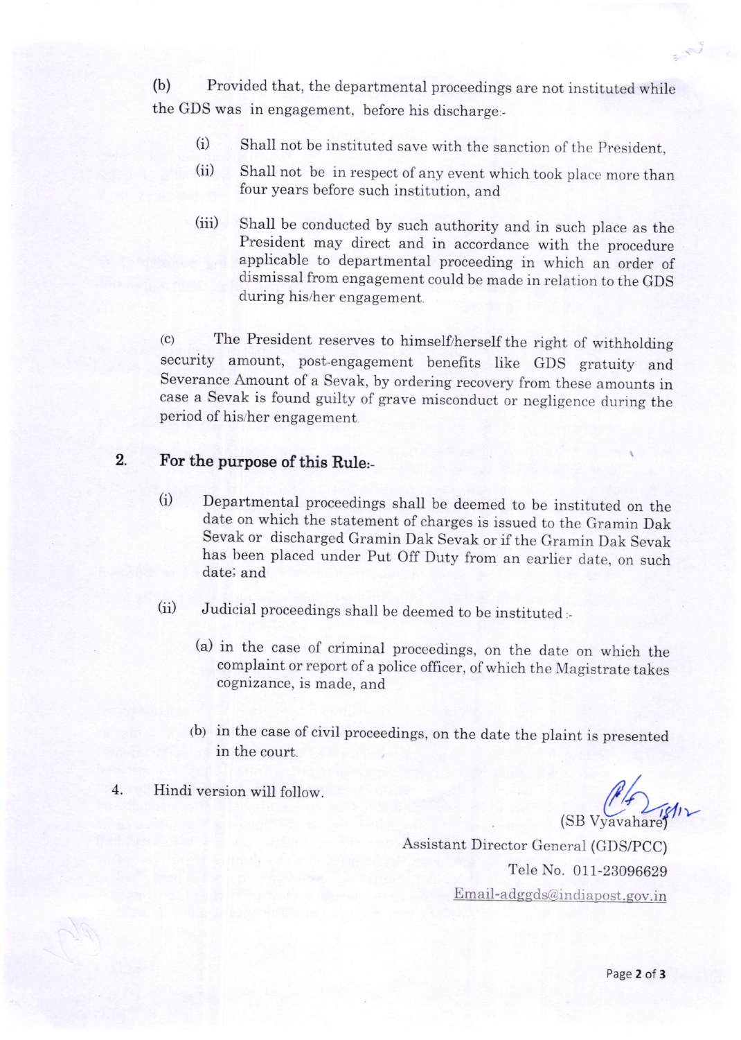(b) Provided that, the departmental proceedings are not instituted while the GDS was in engagement, before his discharge:-

(i) Shall not be instituted save with the sanction of the President,

(ii) Shall not be in respect of any event which took place more than four years before such institution, and

(iii) Shall be conducted by such authority and in such place as the President may direct and in accordance with the procedure applicable to departmental proceeding in which an order of dismissal from engagement could be made in relation to the GDS during his/her engagement.

(c) The President reserves to himself/herself the right of withholding security amount, post-engagement benefits like GDS gratuity and Severance Amount of a Sevak, by ordering recovery from these amounts in case a Sevak is found guilty of grave misconduct or negligence during the period of his/her engagement.

2. **For the purpose of this Rule:-**

(i) Departmental proceedings shall be deemed to be instituted on the date on which the statement of charges is issued to the Gramin Dak Sevak or discharged Gramin Dak Sevak or if the Gramin Dak Sevak has been placed under Put Off Duty from an earlier date, on such date; and

(ii) Judicial proceedings shall be deemed to be instituted :-

(a) in the case of criminal proceedings, on the date on which the complaint or report of a police officer, of which the Magistrate takes cognizance, is made, and

(b) in the case of civil proceedings, on the date the plaint is presented in the court.

4. Hindi version will follow.

(SB Vyavahare)

Assistant Director General (GDS/PCC)

Tele No. 011-23096629

Email-adggds@indiapost.gov.in